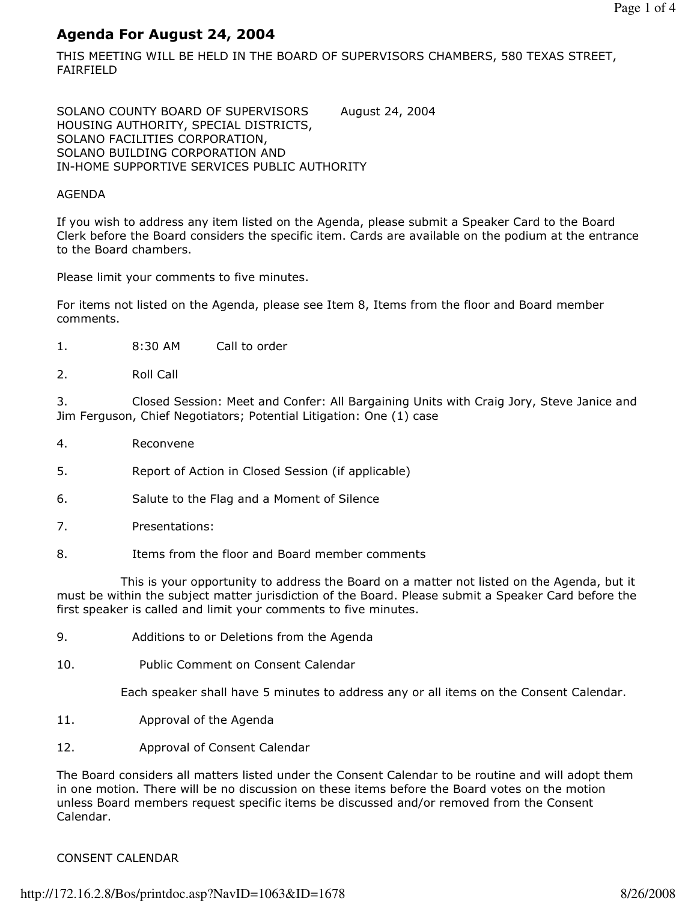# Agenda For August 24, 2004

THIS MEETING WILL BE HELD IN THE BOARD OF SUPERVISORS CHAMBERS, 580 TEXAS STREET, FAIRFIELD

SOLANO COUNTY BOARD OF SUPERVISORS August 24, 2004
HOUSING AUTHORITY, SPECIAL DISTRICTS,
SOLANO FACILITIES CORPORATION,
SOLANO BUILDING CORPORATION AND
IN-HOME SUPPORTIVE SERVICES PUBLIC AUTHORITY

AGENDA

If you wish to address any item listed on the Agenda, please submit a Speaker Card to the Board Clerk before the Board considers the specific item. Cards are available on the podium at the entrance to the Board chambers.

Please limit your comments to five minutes.

For items not listed on the Agenda, please see Item 8, Items from the floor and Board member comments.

1. 8:30 AM Call to order

2. Roll Call

3. Closed Session: Meet and Confer: All Bargaining Units with Craig Jory, Steve Janice and Jim Ferguson, Chief Negotiators; Potential Litigation: One (1) case

4. Reconvene

5. Report of Action in Closed Session (if applicable)

6. Salute to the Flag and a Moment of Silence

7. Presentations:

8. Items from the floor and Board member comments

   This is your opportunity to address the Board on a matter not listed on the Agenda, but it must be within the subject matter jurisdiction of the Board. Please submit a Speaker Card before the first speaker is called and limit your comments to five minutes.

9. Additions to or Deletions from the Agenda

10. Public Comment on Consent Calendar

    Each speaker shall have 5 minutes to address any or all items on the Consent Calendar.

11. Approval of the Agenda

12. Approval of Consent Calendar

The Board considers all matters listed under the Consent Calendar to be routine and will adopt them in one motion. There will be no discussion on these items before the Board votes on the motion unless Board members request specific items be discussed and/or removed from the Consent Calendar.

CONSENT CALENDAR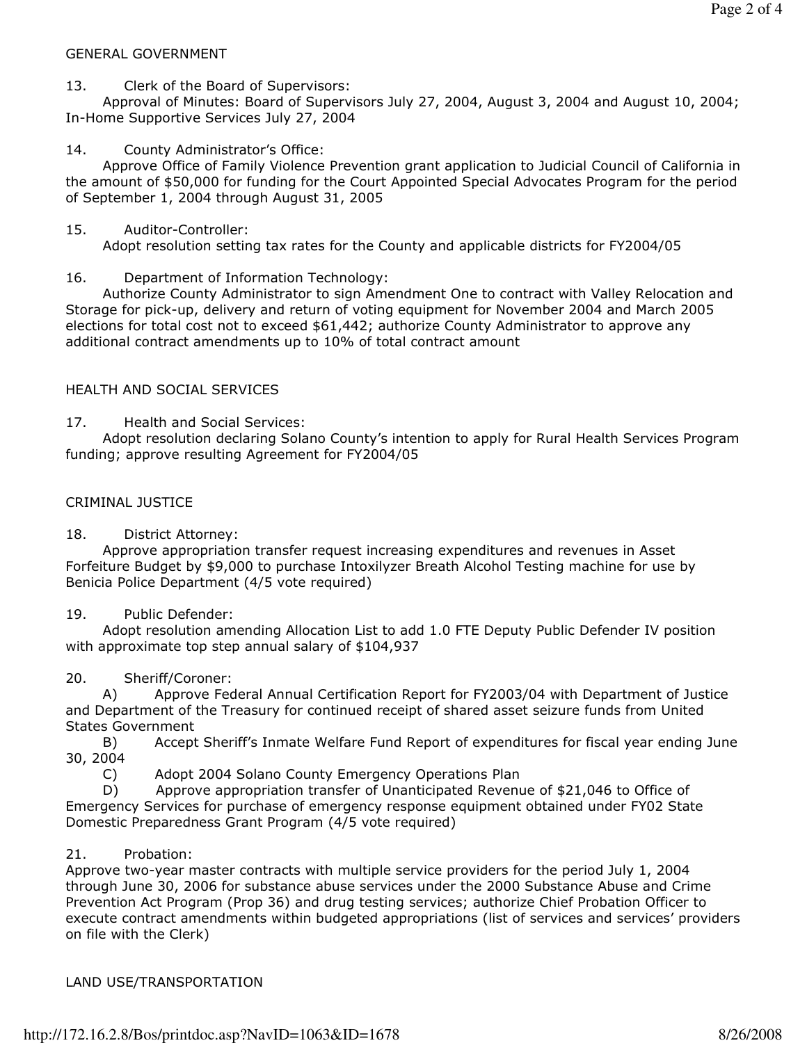## GENERAL GOVERNMENT

13. Clerk of the Board of Supervisors:
Approval of Minutes: Board of Supervisors July 27, 2004, August 3, 2004 and August 10, 2004; In-Home Supportive Services July 27, 2004

14. County Administrator's Office:
Approve Office of Family Violence Prevention grant application to Judicial Council of California in the amount of $50,000 for funding for the Court Appointed Special Advocates Program for the period of September 1, 2004 through August 31, 2005

15. Auditor-Controller:
Adopt resolution setting tax rates for the County and applicable districts for FY2004/05

16. Department of Information Technology:
Authorize County Administrator to sign Amendment One to contract with Valley Relocation and Storage for pick-up, delivery and return of voting equipment for November 2004 and March 2005 elections for total cost not to exceed $61,442; authorize County Administrator to approve any additional contract amendments up to 10% of total contract amount

## HEALTH AND SOCIAL SERVICES

17. Health and Social Services:
Adopt resolution declaring Solano County's intention to apply for Rural Health Services Program funding; approve resulting Agreement for FY2004/05

## CRIMINAL JUSTICE

18. District Attorney:
Approve appropriation transfer request increasing expenditures and revenues in Asset Forfeiture Budget by $9,000 to purchase Intoxilyzer Breath Alcohol Testing machine for use by Benicia Police Department (4/5 vote required)

19. Public Defender:
Adopt resolution amending Allocation List to add 1.0 FTE Deputy Public Defender IV position with approximate top step annual salary of $104,937

20. Sheriff/Coroner:
A) Approve Federal Annual Certification Report for FY2003/04 with Department of Justice and Department of the Treasury for continued receipt of shared asset seizure funds from United States Government
B) Accept Sheriff's Inmate Welfare Fund Report of expenditures for fiscal year ending June 30, 2004
C) Adopt 2004 Solano County Emergency Operations Plan
D) Approve appropriation transfer of Unanticipated Revenue of $21,046 to Office of Emergency Services for purchase of emergency response equipment obtained under FY02 State Domestic Preparedness Grant Program (4/5 vote required)

21. Probation:
Approve two-year master contracts with multiple service providers for the period July 1, 2004 through June 30, 2006 for substance abuse services under the 2000 Substance Abuse and Crime Prevention Act Program (Prop 36) and drug testing services; authorize Chief Probation Officer to execute contract amendments within budgeted appropriations (list of services and services' providers on file with the Clerk)

## LAND USE/TRANSPORTATION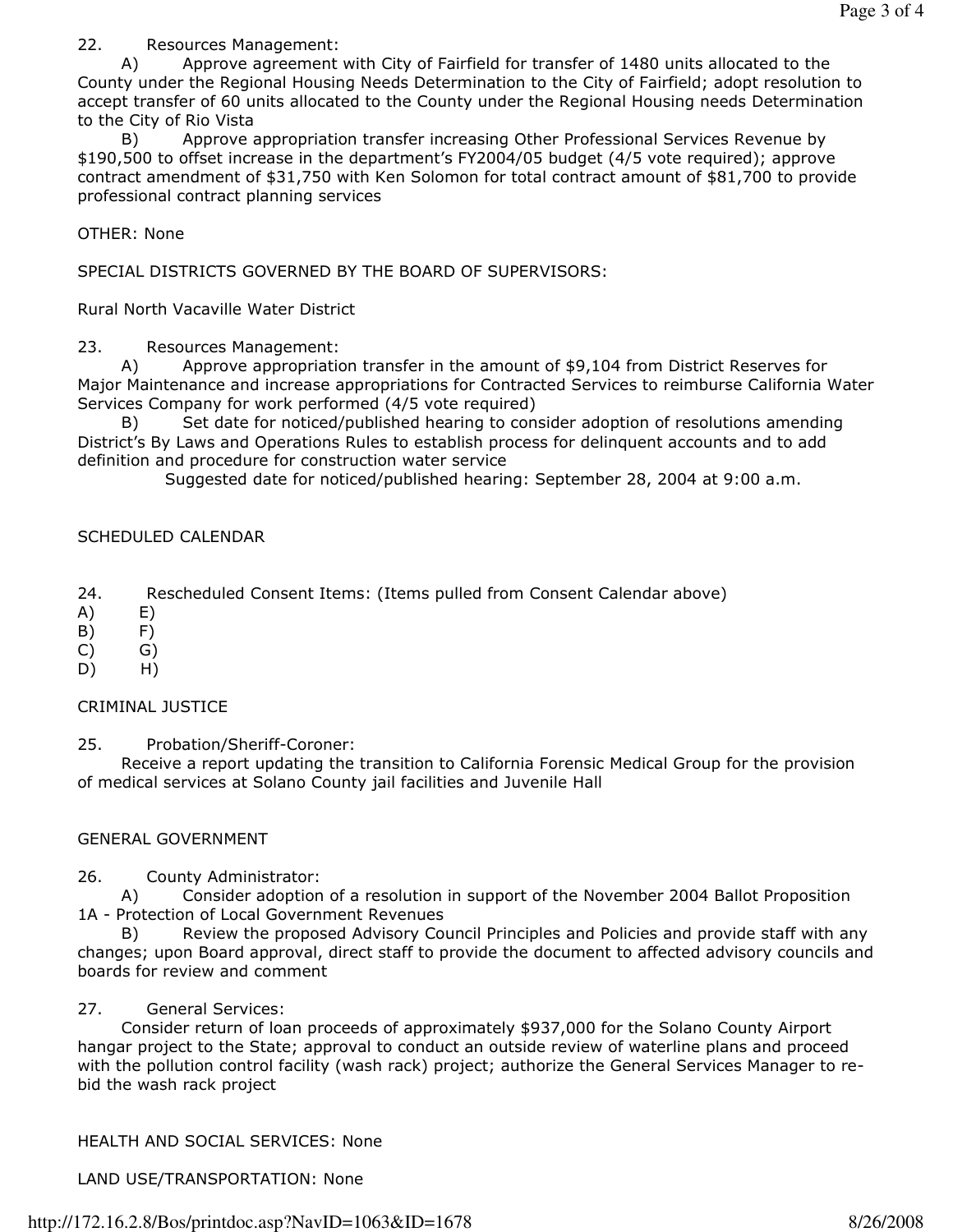22. Resources Management:

A) Approve agreement with City of Fairfield for transfer of 1480 units allocated to the County under the Regional Housing Needs Determination to the City of Fairfield; adopt resolution to accept transfer of 60 units allocated to the County under the Regional Housing needs Determination to the City of Rio Vista

B) Approve appropriation transfer increasing Other Professional Services Revenue by $190,500 to offset increase in the department's FY2004/05 budget (4/5 vote required); approve contract amendment of $31,750 with Ken Solomon for total contract amount of $81,700 to provide professional contract planning services

OTHER: None

SPECIAL DISTRICTS GOVERNED BY THE BOARD OF SUPERVISORS:

Rural North Vacaville Water District

23. Resources Management:

A) Approve appropriation transfer in the amount of $9,104 from District Reserves for Major Maintenance and increase appropriations for Contracted Services to reimburse California Water Services Company for work performed (4/5 vote required)

B) Set date for noticed/published hearing to consider adoption of resolutions amending District's By Laws and Operations Rules to establish process for delinquent accounts and to add definition and procedure for construction water service

Suggested date for noticed/published hearing: September 28, 2004 at 9:00 a.m.

SCHEDULED CALENDAR

24. Rescheduled Consent Items: (Items pulled from Consent Calendar above)

A) E)
B) F)
C) G)
D) H)

CRIMINAL JUSTICE

25. Probation/Sheriff-Coroner:

Receive a report updating the transition to California Forensic Medical Group for the provision of medical services at Solano County jail facilities and Juvenile Hall

GENERAL GOVERNMENT

26. County Administrator:

A) Consider adoption of a resolution in support of the November 2004 Ballot Proposition 1A - Protection of Local Government Revenues

B) Review the proposed Advisory Council Principles and Policies and provide staff with any changes; upon Board approval, direct staff to provide the document to affected advisory councils and boards for review and comment

27. General Services:

Consider return of loan proceeds of approximately $937,000 for the Solano County Airport hangar project to the State; approval to conduct an outside review of waterline plans and proceed with the pollution control facility (wash rack) project; authorize the General Services Manager to re-bid the wash rack project

HEALTH AND SOCIAL SERVICES: None

LAND USE/TRANSPORTATION: None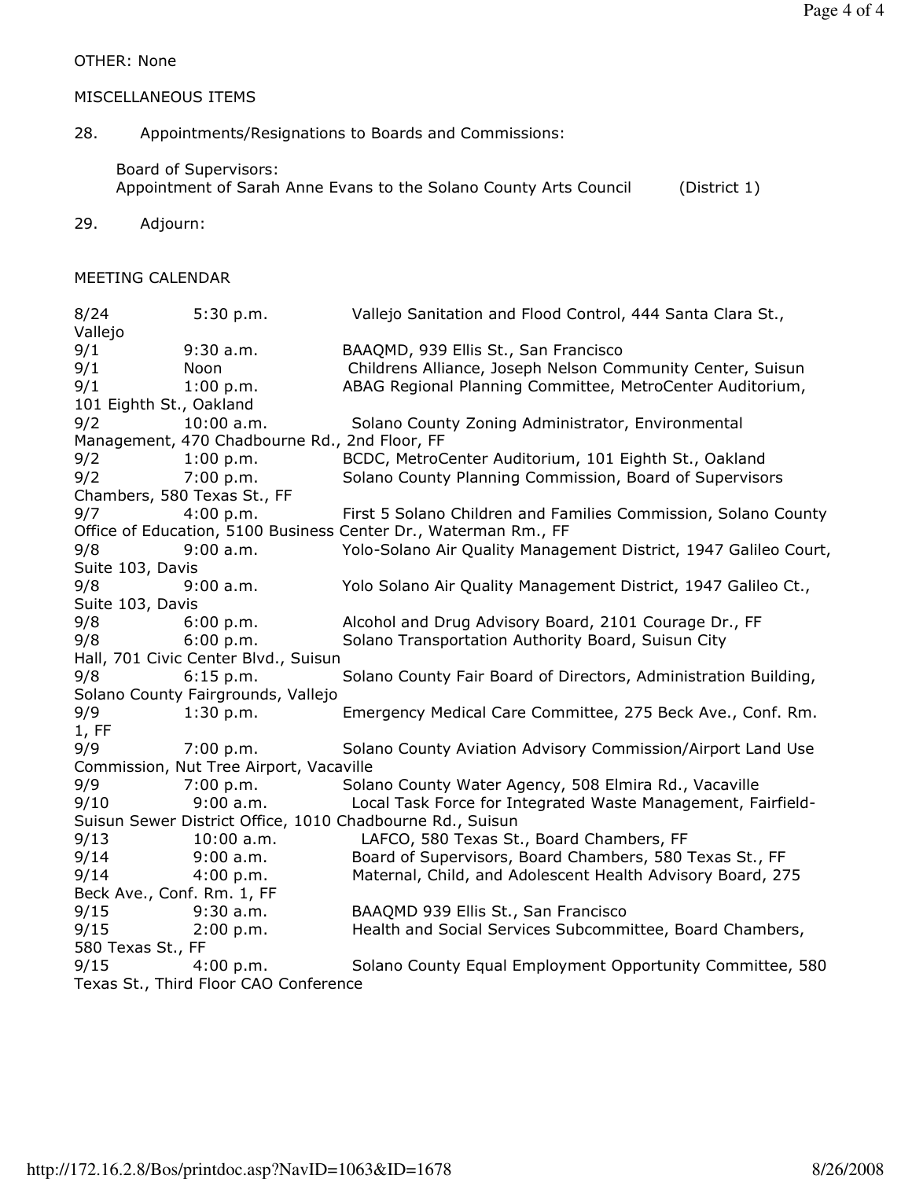OTHER: None

MISCELLANEOUS ITEMS

28. Appointments/Resignations to Boards and Commissions:

Board of Supervisors:
Appointment of Sarah Anne Evans to the Solano County Arts Council (District 1)

29. Adjourn:

MEETING CALENDAR

| | | |
|---|---|---|
| 8/24 | 5:30 p.m. | Vallejo Sanitation and Flood Control, 444 Santa Clara St., Vallejo |
| 9/1 | 9:30 a.m. | BAAQMD, 939 Ellis St., San Francisco |
| 9/1 | Noon | Childrens Alliance, Joseph Nelson Community Center, Suisun |
| 9/1 | 1:00 p.m. | ABAG Regional Planning Committee, MetroCenter Auditorium, 101 Eighth St., Oakland |
| 9/2 | 10:00 a.m. | Solano County Zoning Administrator, Environmental Management, 470 Chadbourne Rd., 2nd Floor, FF |
| 9/2 | 1:00 p.m. | BCDC, MetroCenter Auditorium, 101 Eighth St., Oakland |
| 9/2 | 7:00 p.m. | Solano County Planning Commission, Board of Supervisors Chambers, 580 Texas St., FF |
| 9/7 | 4:00 p.m. | First 5 Solano Children and Families Commission, Solano County Office of Education, 5100 Business Center Dr., Waterman Rm., FF |
| 9/8 | 9:00 a.m. | Yolo-Solano Air Quality Management District, 1947 Galileo Court, Suite 103, Davis |
| 9/8 | 9:00 a.m. | Yolo Solano Air Quality Management District, 1947 Galileo Ct., Suite 103, Davis |
| 9/8 | 6:00 p.m. | Alcohol and Drug Advisory Board, 2101 Courage Dr., FF |
| 9/8 | 6:00 p.m. | Solano Transportation Authority Board, Suisun City Hall, 701 Civic Center Blvd., Suisun |
| 9/8 | 6:15 p.m. | Solano County Fair Board of Directors, Administration Building, Solano County Fairgrounds, Vallejo |
| 9/9 | 1:30 p.m. | Emergency Medical Care Committee, 275 Beck Ave., Conf. Rm. 1, FF |
| 9/9 | 7:00 p.m. | Solano County Aviation Advisory Commission/Airport Land Use Commission, Nut Tree Airport, Vacaville |
| 9/9 | 7:00 p.m. | Solano County Water Agency, 508 Elmira Rd., Vacaville |
| 9/10 | 9:00 a.m. | Local Task Force for Integrated Waste Management, Fairfield-Suisun Sewer District Office, 1010 Chadbourne Rd., Suisun |
| 9/13 | 10:00 a.m. | LAFCO, 580 Texas St., Board Chambers, FF |
| 9/14 | 9:00 a.m. | Board of Supervisors, Board Chambers, 580 Texas St., FF |
| 9/14 | 4:00 p.m. | Maternal, Child, and Adolescent Health Advisory Board, 275 Beck Ave., Conf. Rm. 1, FF |
| 9/15 | 9:30 a.m. | BAAQMD 939 Ellis St., San Francisco |
| 9/15 | 2:00 p.m. | Health and Social Services Subcommittee, Board Chambers, 580 Texas St., FF |
| 9/15 | 4:00 p.m. | Solano County Equal Employment Opportunity Committee, 580 Texas St., Third Floor CAO Conference |